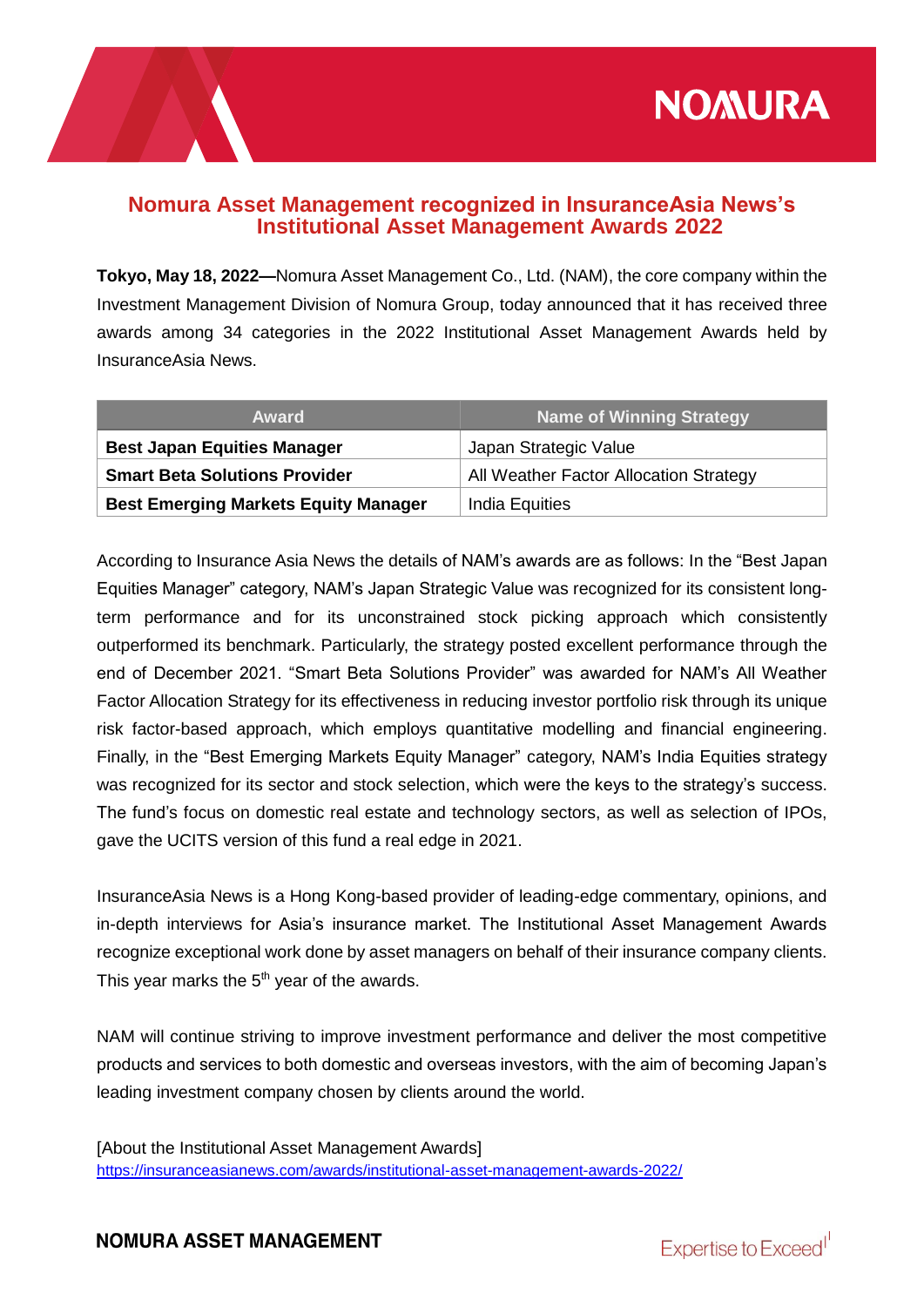# Nomura Asset Management recognized in InsuranceAsia News's Institutional Asset Management Awards 2022

**Tokyo, May 18, 2022—**Nomura Asset Management Co., Ltd. (NAM), the core company within the Investment Management Division of Nomura Group, today announced that it has received three awards among 34 categories in the 2022 Institutional Asset Management Awards held by InsuranceAsia News.

| Award | Name of Winning Strategy |
|---|---|
| **Best Japan Equities Manager** | Japan Strategic Value |
| **Smart Beta Solutions Provider** | All Weather Factor Allocation Strategy |
| **Best Emerging Markets Equity Manager** | India Equities |

According to Insurance Asia News the details of NAM's awards are as follows: In the "Best Japan Equities Manager" category, NAM's Japan Strategic Value was recognized for its consistent long-term performance and for its unconstrained stock picking approach which consistently outperformed its benchmark. Particularly, the strategy posted excellent performance through the end of December 2021. "Smart Beta Solutions Provider" was awarded for NAM's All Weather Factor Allocation Strategy for its effectiveness in reducing investor portfolio risk through its unique risk factor-based approach, which employs quantitative modelling and financial engineering. Finally, in the "Best Emerging Markets Equity Manager" category, NAM's India Equities strategy was recognized for its sector and stock selection, which were the keys to the strategy's success. The fund's focus on domestic real estate and technology sectors, as well as selection of IPOs, gave the UCITS version of this fund a real edge in 2021.

InsuranceAsia News is a Hong Kong-based provider of leading-edge commentary, opinions, and in-depth interviews for Asia's insurance market. The Institutional Asset Management Awards recognize exceptional work done by asset managers on behalf of their insurance company clients. This year marks the 5th year of the awards.

NAM will continue striving to improve investment performance and deliver the most competitive products and services to both domestic and overseas investors, with the aim of becoming Japan's leading investment company chosen by clients around the world.

[About the Institutional Asset Management Awards]
https://insuranceasianews.com/awards/institutional-asset-management-awards-2022/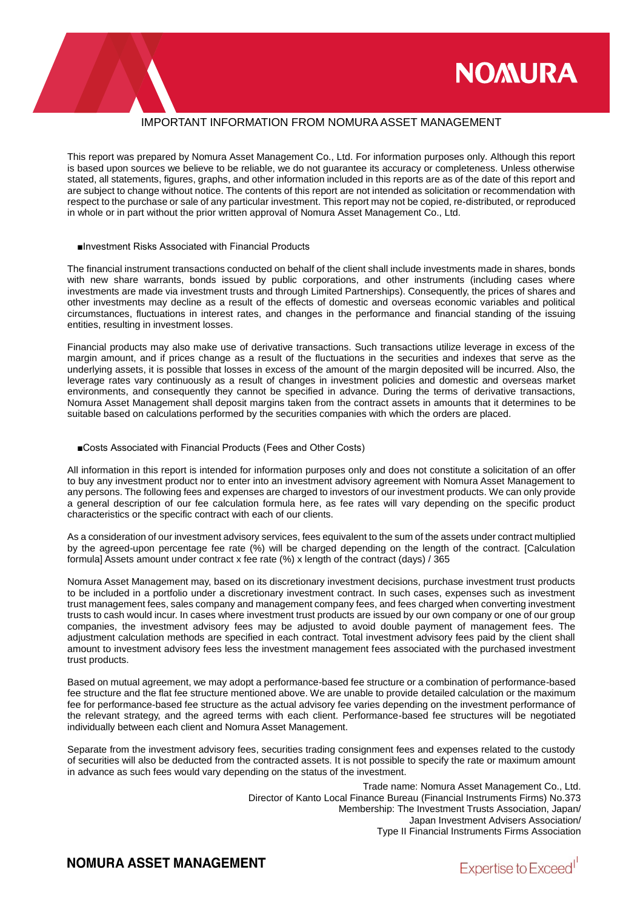## IMPORTANT INFORMATION FROM NOMURA ASSET MANAGEMENT

This report was prepared by Nomura Asset Management Co., Ltd. For information purposes only. Although this report is based upon sources we believe to be reliable, we do not guarantee its accuracy or completeness. Unless otherwise stated, all statements, figures, graphs, and other information included in this reports are as of the date of this report and are subject to change without notice. The contents of this report are not intended as solicitation or recommendation with respect to the purchase or sale of any particular investment. This report may not be copied, re-distributed, or reproduced in whole or in part without the prior written approval of Nomura Asset Management Co., Ltd.

### ■Investment Risks Associated with Financial Products

The financial instrument transactions conducted on behalf of the client shall include investments made in shares, bonds with new share warrants, bonds issued by public corporations, and other instruments (including cases where investments are made via investment trusts and through Limited Partnerships). Consequently, the prices of shares and other investments may decline as a result of the effects of domestic and overseas economic variables and political circumstances, fluctuations in interest rates, and changes in the performance and financial standing of the issuing entities, resulting in investment losses.

Financial products may also make use of derivative transactions. Such transactions utilize leverage in excess of the margin amount, and if prices change as a result of the fluctuations in the securities and indexes that serve as the underlying assets, it is possible that losses in excess of the amount of the margin deposited will be incurred. Also, the leverage rates vary continuously as a result of changes in investment policies and domestic and overseas market environments, and consequently they cannot be specified in advance. During the terms of derivative transactions, Nomura Asset Management shall deposit margins taken from the contract assets in amounts that it determines to be suitable based on calculations performed by the securities companies with which the orders are placed.

### ■Costs Associated with Financial Products (Fees and Other Costs)

All information in this report is intended for information purposes only and does not constitute a solicitation of an offer to buy any investment product nor to enter into an investment advisory agreement with Nomura Asset Management to any persons. The following fees and expenses are charged to investors of our investment products. We can only provide a general description of our fee calculation formula here, as fee rates will vary depending on the specific product characteristics or the specific contract with each of our clients.

As a consideration of our investment advisory services, fees equivalent to the sum of the assets under contract multiplied by the agreed-upon percentage fee rate (%) will be charged depending on the length of the contract. [Calculation formula] Assets amount under contract x fee rate (%) x length of the contract (days) / 365

Nomura Asset Management may, based on its discretionary investment decisions, purchase investment trust products to be included in a portfolio under a discretionary investment contract. In such cases, expenses such as investment trust management fees, sales company and management company fees, and fees charged when converting investment trusts to cash would incur. In cases where investment trust products are issued by our own company or one of our group companies, the investment advisory fees may be adjusted to avoid double payment of management fees. The adjustment calculation methods are specified in each contract. Total investment advisory fees paid by the client shall amount to investment advisory fees less the investment management fees associated with the purchased investment trust products.

Based on mutual agreement, we may adopt a performance-based fee structure or a combination of performance-based fee structure and the flat fee structure mentioned above. We are unable to provide detailed calculation or the maximum fee for performance-based fee structure as the actual advisory fee varies depending on the investment performance of the relevant strategy, and the agreed terms with each client. Performance-based fee structures will be negotiated individually between each client and Nomura Asset Management.

Separate from the investment advisory fees, securities trading consignment fees and expenses related to the custody of securities will also be deducted from the contracted assets. It is not possible to specify the rate or maximum amount in advance as such fees would vary depending on the status of the investment.

Trade name: Nomura Asset Management Co., Ltd.
Director of Kanto Local Finance Bureau (Financial Instruments Firms) No.373
Membership: The Investment Trusts Association, Japan/
Japan Investment Advisers Association/
Type II Financial Instruments Firms Association